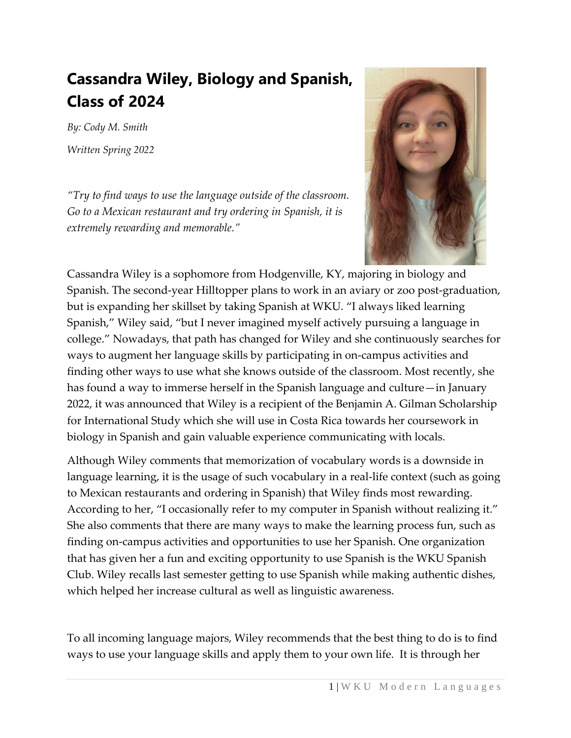# Cassandra Wiley, Biology and Spanish, Class of 2024

*By: Cody M. Smith*

*Written Spring 2022*

*"Try to find ways to use the language outside of the classroom. Go to a Mexican restaurant and try ordering in Spanish, it is extremely rewarding and memorable."*

Cassandra Wiley is a sophomore from Hodgenville, KY, majoring in biology and Spanish. The second-year Hilltopper plans to work in an aviary or zoo post-graduation, but is expanding her skillset by taking Spanish at WKU. "I always liked learning Spanish," Wiley said, "but I never imagined myself actively pursuing a language in college." Nowadays, that path has changed for Wiley and she continuously searches for ways to augment her language skills by participating in on-campus activities and finding other ways to use what she knows outside of the classroom. Most recently, she has found a way to immerse herself in the Spanish language and culture—in January 2022, it was announced that Wiley is a recipient of the Benjamin A. Gilman Scholarship for International Study which she will use in Costa Rica towards her coursework in biology in Spanish and gain valuable experience communicating with locals.

Although Wiley comments that memorization of vocabulary words is a downside in language learning, it is the usage of such vocabulary in a real-life context (such as going to Mexican restaurants and ordering in Spanish) that Wiley finds most rewarding. According to her, "I occasionally refer to my computer in Spanish without realizing it." She also comments that there are many ways to make the learning process fun, such as finding on-campus activities and opportunities to use her Spanish. One organization that has given her a fun and exciting opportunity to use Spanish is the WKU Spanish Club. Wiley recalls last semester getting to use Spanish while making authentic dishes, which helped her increase cultural as well as linguistic awareness.

To all incoming language majors, Wiley recommends that the best thing to do is to find ways to use your language skills and apply them to your own life. It is through her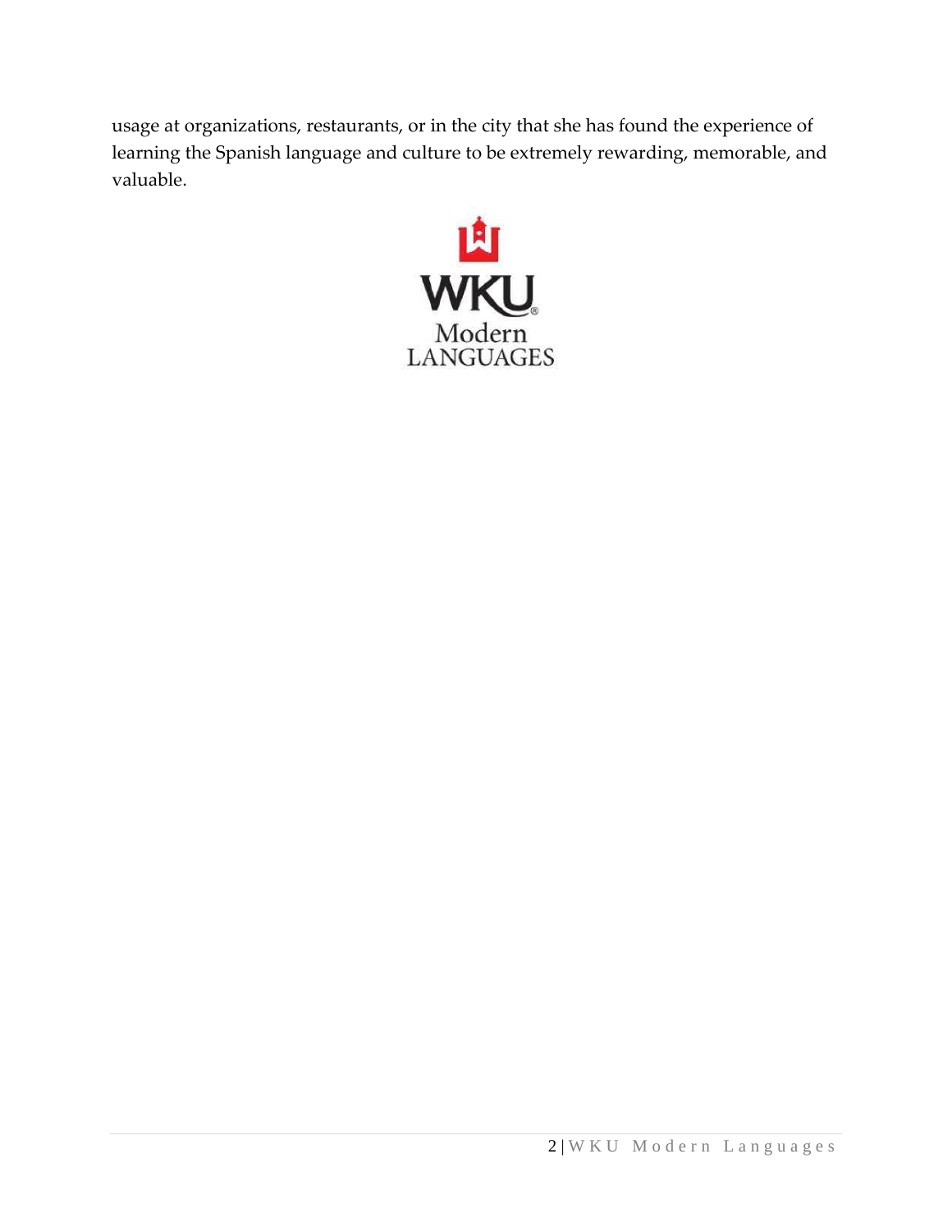usage at organizations, restaurants, or in the city that she has found the experience of learning the Spanish language and culture to be extremely rewarding, memorable, and valuable.